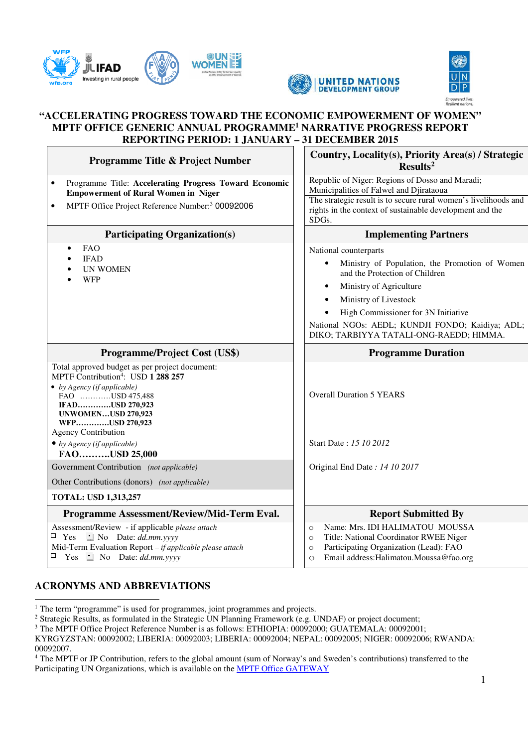# "ACCELERATING PROGRESS TOWARD THE ECONOMIC EMPOWERMENT OF WOMEN"
## MPTF OFFICE GENERIC ANNUAL PROGRAMME[1] NARRATIVE PROGRESS REPORT
## REPORTING PERIOD: 1 JANUARY – 31 DECEMBER 2015

| Programme Title & Project Number | Country, Locality(s), Priority Area(s) / Strategic Results[2] |
|---|---|
| • Programme Title: **Accelerating Progress Toward Economic Empowerment of Rural Women in Niger**<br>• MPTF Office Project Reference Number:[3] 00092006 | Republic of Niger: Regions of Dosso and Maradi; Municipalities of Falwel and Djirataoua<br>The strategic result is to secure rural women's livelihoods and rights in the context of sustainable development and the SDGs. |
| **Participating Organization(s)** | **Implementing Partners** |
| • FAO<br>• IFAD<br>• UN WOMEN<br>• WFP | National counterparts<br>• Ministry of Population, the Promotion of Women and the Protection of Children<br>• Ministry of Agriculture<br>• Ministry of Livestock<br>• High Commissioner for 3N Initiative<br>National NGOs: AEDL; KUNDJI FONDO; Kaidiya; ADL; DIKO; TARBIYYA TATALI-ONG-RAEDD; HIMMA. |
| **Programme/Project Cost (US$)** | **Programme Duration** |
| Total approved budget as per project document:<br>MPTF Contribution[4]: USD **1 288 257**<br>• *by Agency (if applicable)*<br>FAO …………USD 475,488<br>**IFAD…………USD 270,923**<br>**UNWOMEN…USD 270,923**<br>**WFP…………USD 270,923**<br>Agency Contribution<br>• *by Agency (if applicable)*<br>**FAO……….USD 25,000**<br>Government Contribution *(not applicable)*<br>Other Contributions (donors) *(not applicable)*<br>**TOTAL: USD 1,313,257** | Overall Duration 5 YEARS<br><br>Start Date : *15 10 2012*<br><br>Original End Date *: 14 10 2017* |
| **Programme Assessment/Review/Mid-Term Eval.** | **Report Submitted By** |
| Assessment/Review - if applicable *please attach*<br>☐ Yes ☐ No Date: *dd.mm.yyyy*<br>Mid-Term Evaluation Report – *if applicable please attach*<br>☐ Yes ☐ No Date: *dd.mm.yyyy* | ○ Name: Mrs. IDI HALIMATOU MOUSSA<br>○ Title: National Coordinator RWEE Niger<br>○ Participating Organization (Lead): FAO<br>○ Email address:Halimatou.Moussa@fao.org |

## ACRONYMS AND ABBREVIATIONS

---

[1] The term "programme" is used for programmes, joint programmes and projects.

[2] Strategic Results, as formulated in the Strategic UN Planning Framework (e.g. UNDAF) or project document;

[3] The MPTF Office Project Reference Number is as follows: ETHIOPIA: 00092000; GUATEMALA: 00092001; KYRGYZSTAN: 00092002; LIBERIA: 00092003; LIBERIA: 00092004; NEPAL: 00092005; NIGER: 00092006; RWANDA: 00092007.

[4] The MPTF or JP Contribution, refers to the global amount (sum of Norway's and Sweden's contributions) transferred to the Participating UN Organizations, which is available on the MPTF Office GATEWAY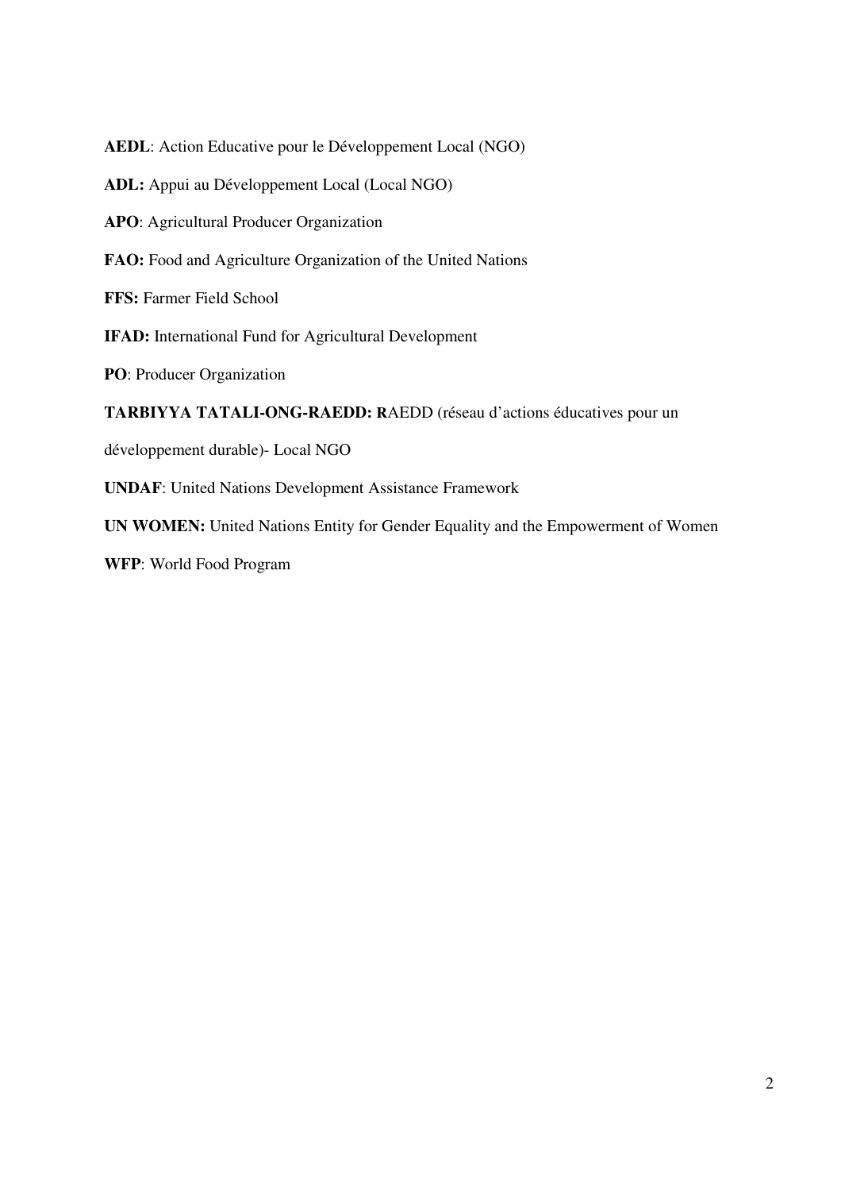**AEDL**: Action Educative pour le Développement Local (NGO)

**ADL:** Appui au Développement Local (Local NGO)

**APO**: Agricultural Producer Organization

**FAO:** Food and Agriculture Organization of the United Nations

**FFS:** Farmer Field School

**IFAD:** International Fund for Agricultural Development

**PO**: Producer Organization

**TARBIYYA TATALI-ONG-RAEDD: R**AEDD (réseau d'actions éducatives pour un développement durable)- Local NGO

**UNDAF**: United Nations Development Assistance Framework

**UN WOMEN:** United Nations Entity for Gender Equality and the Empowerment of Women

**WFP**: World Food Program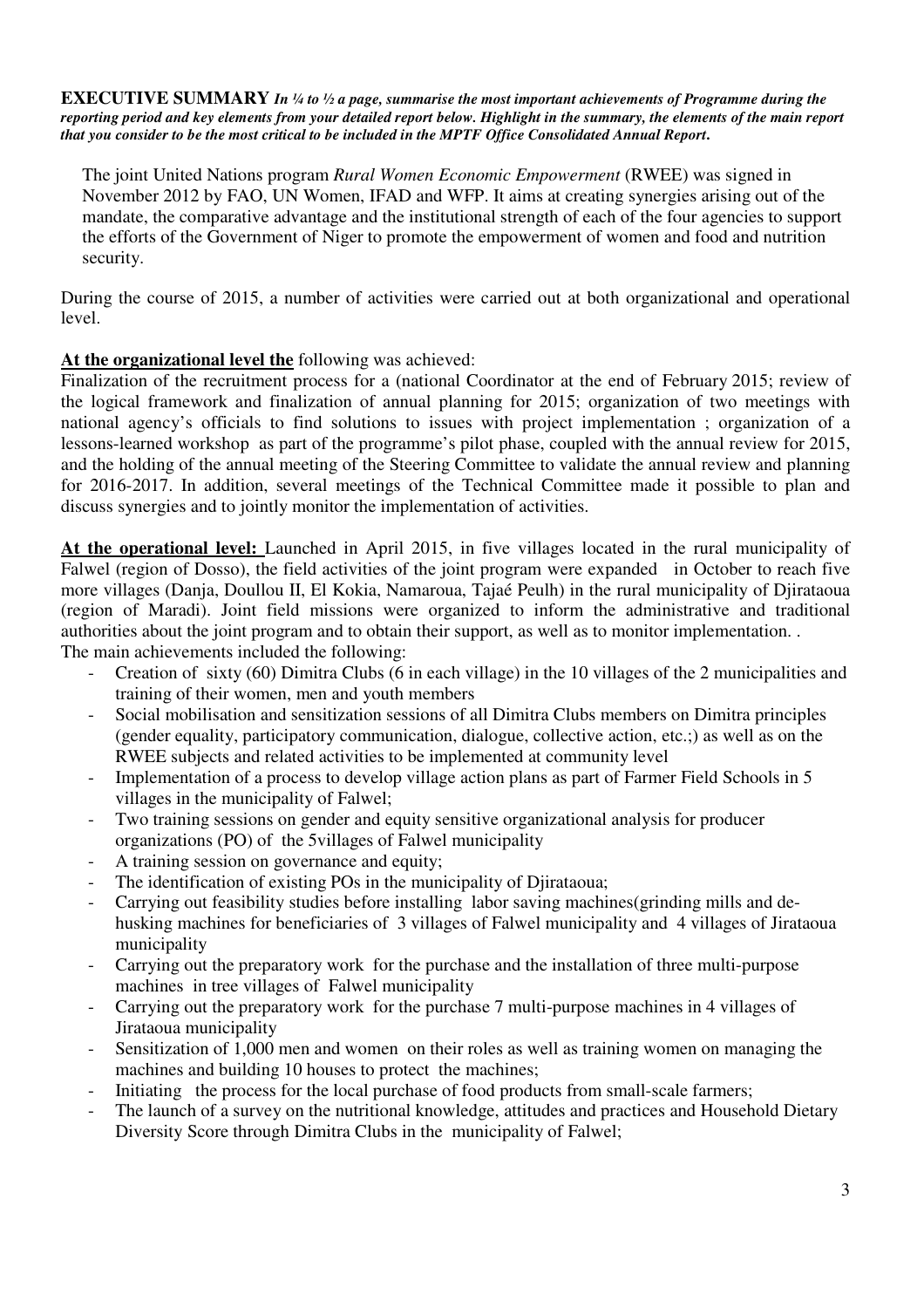**EXECUTIVE SUMMARY** ***In ¼ to ½ a page, summarise the most important achievements of Programme during the reporting period and key elements from your detailed report below. Highlight in the summary, the elements of the main report that you consider to be the most critical to be included in the MPTF Office Consolidated Annual Report.***

The joint United Nations program *Rural Women Economic Empowerment* (RWEE) was signed in November 2012 by FAO, UN Women, IFAD and WFP. It aims at creating synergies arising out of the mandate, the comparative advantage and the institutional strength of each of the four agencies to support the efforts of the Government of Niger to promote the empowerment of women and food and nutrition security.

During the course of 2015, a number of activities were carried out at both organizational and operational level.

**At the organizational level the** following was achieved:
Finalization of the recruitment process for a (national Coordinator at the end of February 2015; review of the logical framework and finalization of annual planning for 2015; organization of two meetings with national agency's officials to find solutions to issues with project implementation ; organization of a lessons-learned workshop as part of the programme's pilot phase, coupled with the annual review for 2015, and the holding of the annual meeting of the Steering Committee to validate the annual review and planning for 2016-2017. In addition, several meetings of the Technical Committee made it possible to plan and discuss synergies and to jointly monitor the implementation of activities.

**At the operational level:** Launched in April 2015, in five villages located in the rural municipality of Falwel (region of Dosso), the field activities of the joint program were expanded in October to reach five more villages (Danja, Doullou II, El Kokia, Namaroua, Tajaé Peulh) in the rural municipality of Djirataoua (region of Maradi). Joint field missions were organized to inform the administrative and traditional authorities about the joint program and to obtain their support, as well as to monitor implementation. .
The main achievements included the following:

- Creation of sixty (60) Dimitra Clubs (6 in each village) in the 10 villages of the 2 municipalities and training of their women, men and youth members
- Social mobilisation and sensitization sessions of all Dimitra Clubs members on Dimitra principles (gender equality, participatory communication, dialogue, collective action, etc.;) as well as on the RWEE subjects and related activities to be implemented at community level
- Implementation of a process to develop village action plans as part of Farmer Field Schools in 5 villages in the municipality of Falwel;
- Two training sessions on gender and equity sensitive organizational analysis for producer organizations (PO) of the 5villages of Falwel municipality
- A training session on governance and equity;
- The identification of existing POs in the municipality of Djirataoua;
- Carrying out feasibility studies before installing labor saving machines(grinding mills and de-husking machines for beneficiaries of 3 villages of Falwel municipality and 4 villages of Jirataoua municipality
- Carrying out the preparatory work for the purchase and the installation of three multi-purpose machines in tree villages of Falwel municipality
- Carrying out the preparatory work for the purchase 7 multi-purpose machines in 4 villages of Jirataoua municipality
- Sensitization of 1,000 men and women on their roles as well as training women on managing the machines and building 10 houses to protect the machines;
- Initiating the process for the local purchase of food products from small-scale farmers;
- The launch of a survey on the nutritional knowledge, attitudes and practices and Household Dietary Diversity Score through Dimitra Clubs in the municipality of Falwel;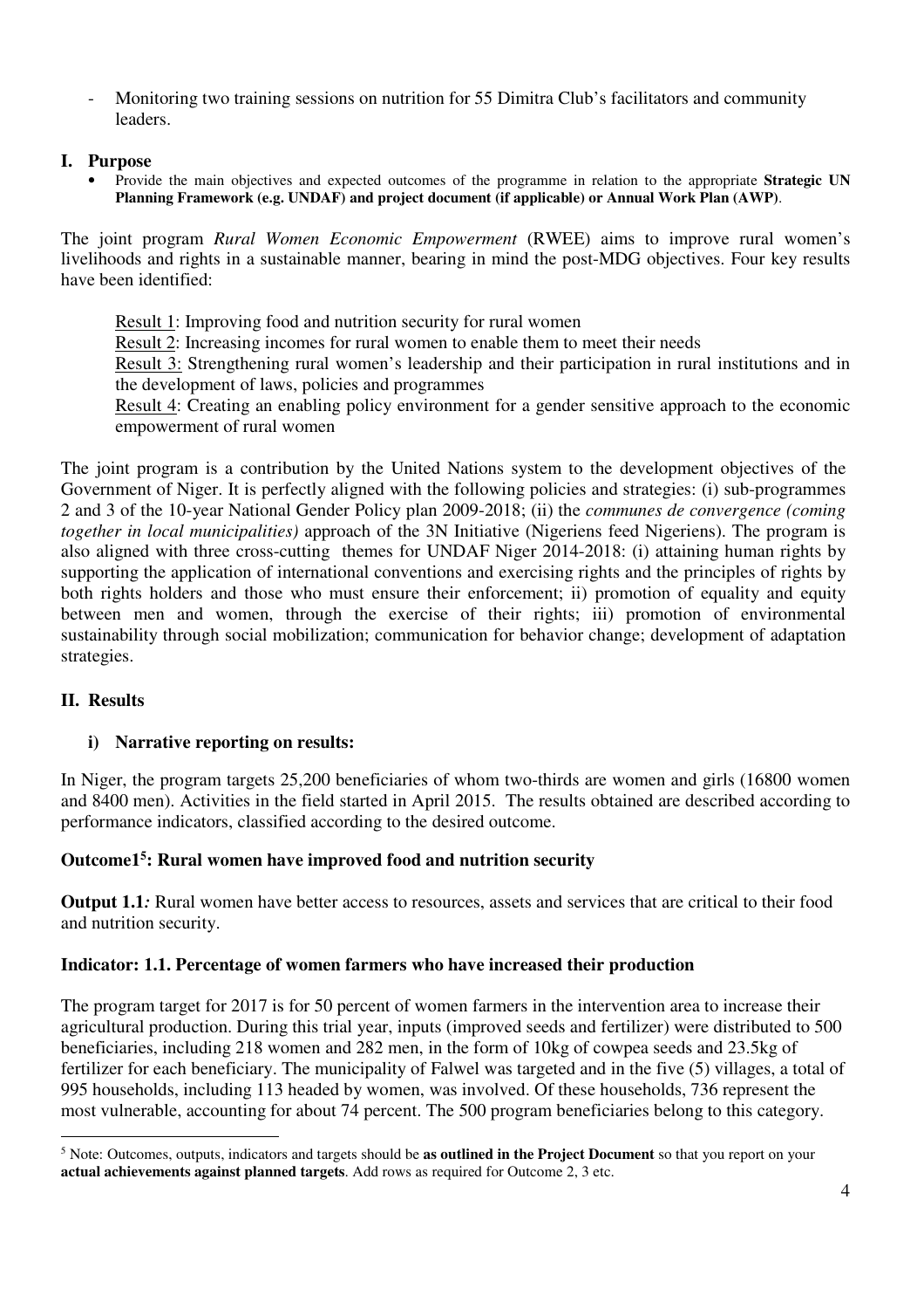- Monitoring two training sessions on nutrition for 55 Dimitra Club's facilitators and community leaders.

## I. Purpose

- Provide the main objectives and expected outcomes of the programme in relation to the appropriate **Strategic UN Planning Framework (e.g. UNDAF) and project document (if applicable) or Annual Work Plan (AWP)**.

The joint program *Rural Women Economic Empowerment* (RWEE) aims to improve rural women's livelihoods and rights in a sustainable manner, bearing in mind the post-MDG objectives. Four key results have been identified:

Result 1: Improving food and nutrition security for rural women

Result 2: Increasing incomes for rural women to enable them to meet their needs

Result 3: Strengthening rural women's leadership and their participation in rural institutions and in the development of laws, policies and programmes

Result 4: Creating an enabling policy environment for a gender sensitive approach to the economic empowerment of rural women

The joint program is a contribution by the United Nations system to the development objectives of the Government of Niger. It is perfectly aligned with the following policies and strategies: (i) sub-programmes 2 and 3 of the 10-year National Gender Policy plan 2009-2018; (ii) the *communes de convergence (coming together in local municipalities)* approach of the 3N Initiative (Nigeriens feed Nigeriens). The program is also aligned with three cross-cutting themes for UNDAF Niger 2014-2018: (i) attaining human rights by supporting the application of international conventions and exercising rights and the principles of rights by both rights holders and those who must ensure their enforcement; ii) promotion of equality and equity between men and women, through the exercise of their rights; iii) promotion of environmental sustainability through social mobilization; communication for behavior change; development of adaptation strategies.

## II. Results

### i) Narrative reporting on results:

In Niger, the program targets 25,200 beneficiaries of whom two-thirds are women and girls (16800 women and 8400 men). Activities in the field started in April 2015. The results obtained are described according to performance indicators, classified according to the desired outcome.

**Outcome1[5]: Rural women have improved food and nutrition security**

**Output 1.1***:* Rural women have better access to resources, assets and services that are critical to their food and nutrition security.

**Indicator: 1.1. Percentage of women farmers who have increased their production**

The program target for 2017 is for 50 percent of women farmers in the intervention area to increase their agricultural production. During this trial year, inputs (improved seeds and fertilizer) were distributed to 500 beneficiaries, including 218 women and 282 men, in the form of 10kg of cowpea seeds and 23.5kg of fertilizer for each beneficiary. The municipality of Falwel was targeted and in the five (5) villages, a total of 995 households, including 113 headed by women, was involved. Of these households, 736 represent the most vulnerable, accounting for about 74 percent. The 500 program beneficiaries belong to this category.

---

[5] Note: Outcomes, outputs, indicators and targets should be **as outlined in the Project Document** so that you report on your **actual achievements against planned targets**. Add rows as required for Outcome 2, 3 etc.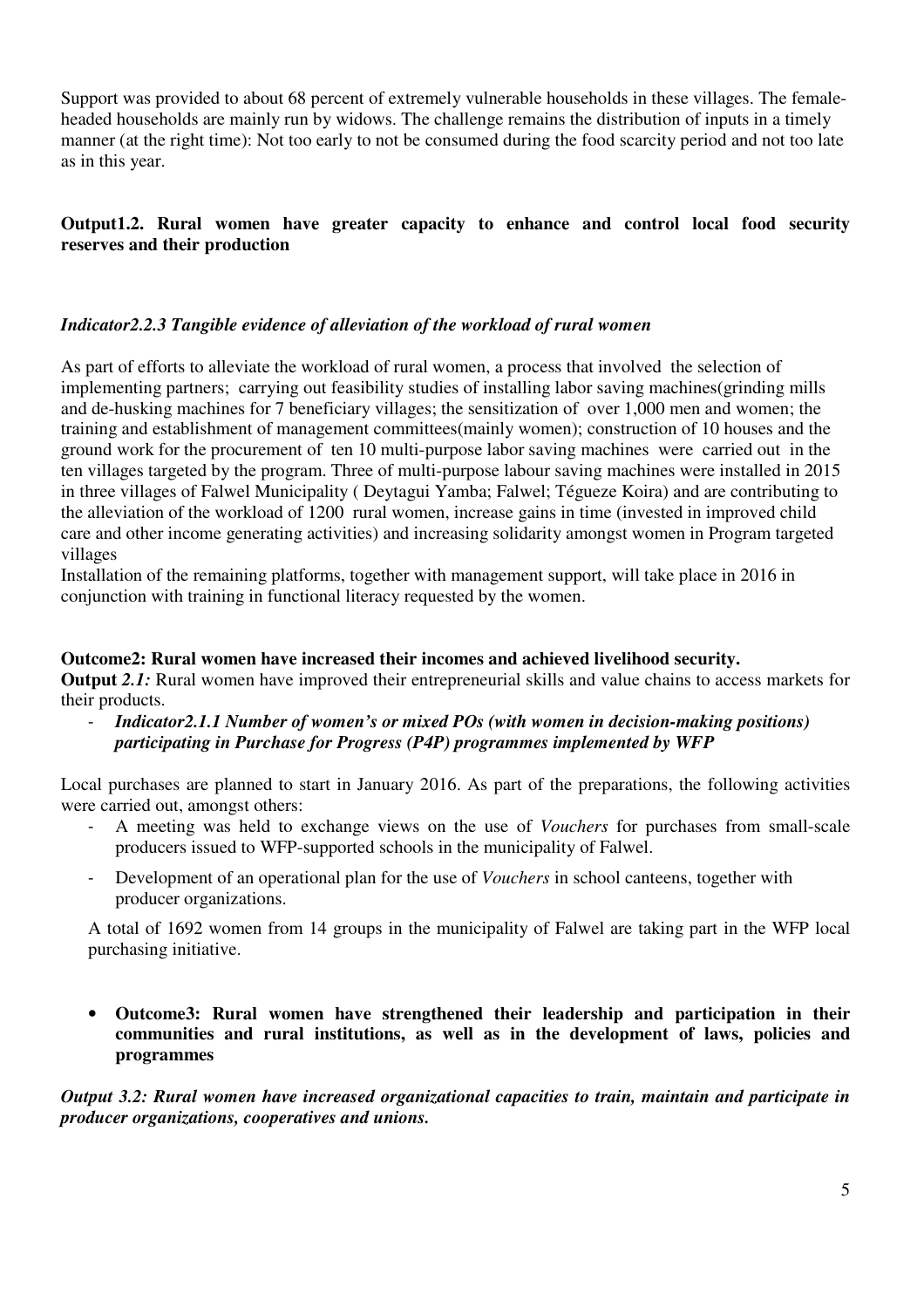Support was provided to about 68 percent of extremely vulnerable households in these villages. The female-headed households are mainly run by widows. The challenge remains the distribution of inputs in a timely manner (at the right time): Not too early to not be consumed during the food scarcity period and not too late as in this year.

**Output1.2. Rural women have greater capacity to enhance and control local food security reserves and their production**

***Indicator2.2.3 Tangible evidence of alleviation of the workload of rural women***

As part of efforts to alleviate the workload of rural women, a process that involved the selection of implementing partners; carrying out feasibility studies of installing labor saving machines(grinding mills and de-husking machines for 7 beneficiary villages; the sensitization of over 1,000 men and women; the training and establishment of management committees(mainly women); construction of 10 houses and the ground work for the procurement of ten 10 multi-purpose labor saving machines were carried out in the ten villages targeted by the program. Three of multi-purpose labour saving machines were installed in 2015 in three villages of Falwel Municipality ( Deytagui Yamba; Falwel; Tégueze Koira) and are contributing to the alleviation of the workload of 1200 rural women, increase gains in time (invested in improved child care and other income generating activities) and increasing solidarity amongst women in Program targeted villages

Installation of the remaining platforms, together with management support, will take place in 2016 in conjunction with training in functional literacy requested by the women.

**Outcome2: Rural women have increased their incomes and achieved livelihood security.**

**Output** ***2.1:*** Rural women have improved their entrepreneurial skills and value chains to access markets for their products.

- ***Indicator2.1.1 Number of women's or mixed POs (with women in decision-making positions) participating in Purchase for Progress (P4P) programmes implemented by WFP***

Local purchases are planned to start in January 2016. As part of the preparations, the following activities were carried out, amongst others:

- A meeting was held to exchange views on the use of *Vouchers* for purchases from small-scale producers issued to WFP-supported schools in the municipality of Falwel.
- Development of an operational plan for the use of *Vouchers* in school canteens, together with producer organizations.

A total of 1692 women from 14 groups in the municipality of Falwel are taking part in the WFP local purchasing initiative.

- **Outcome3: Rural women have strengthened their leadership and participation in their communities and rural institutions, as well as in the development of laws, policies and programmes**

***Output 3.2: Rural women have increased organizational capacities to train, maintain and participate in producer organizations, cooperatives and unions.***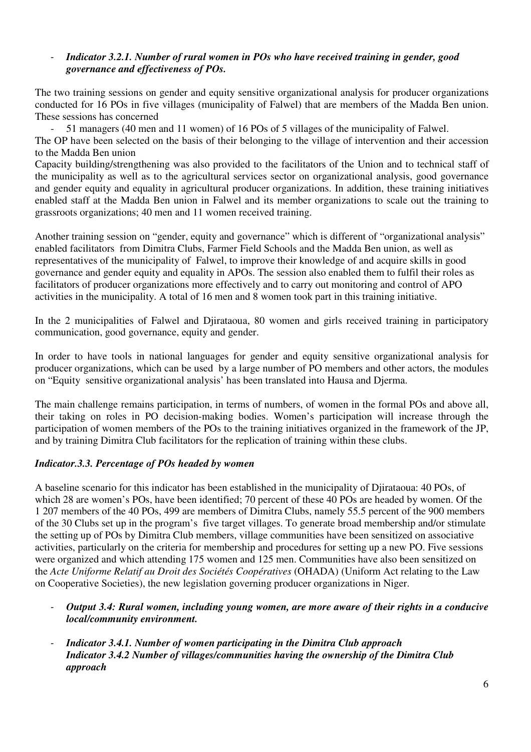- ***Indicator 3.2.1. Number of rural women in POs who have received training in gender, good governance and effectiveness of POs.***

The two training sessions on gender and equity sensitive organizational analysis for producer organizations conducted for 16 POs in five villages (municipality of Falwel) that are members of the Madda Ben union. These sessions has concerned

- 51 managers (40 men and 11 women) of 16 POs of 5 villages of the municipality of Falwel.

The OP have been selected on the basis of their belonging to the village of intervention and their accession to the Madda Ben union

Capacity building/strengthening was also provided to the facilitators of the Union and to technical staff of the municipality as well as to the agricultural services sector on organizational analysis, good governance and gender equity and equality in agricultural producer organizations. In addition, these training initiatives enabled staff at the Madda Ben union in Falwel and its member organizations to scale out the training to grassroots organizations; 40 men and 11 women received training.

Another training session on "gender, equity and governance" which is different of "organizational analysis" enabled facilitators from Dimitra Clubs, Farmer Field Schools and the Madda Ben union, as well as representatives of the municipality of Falwel, to improve their knowledge of and acquire skills in good governance and gender equity and equality in APOs. The session also enabled them to fulfil their roles as facilitators of producer organizations more effectively and to carry out monitoring and control of APO activities in the municipality. A total of 16 men and 8 women took part in this training initiative.

In the 2 municipalities of Falwel and Djirataoua, 80 women and girls received training in participatory communication, good governance, equity and gender.

In order to have tools in national languages for gender and equity sensitive organizational analysis for producer organizations, which can be used by a large number of PO members and other actors, the modules on "Equity sensitive organizational analysis' has been translated into Hausa and Djerma.

The main challenge remains participation, in terms of numbers, of women in the formal POs and above all, their taking on roles in PO decision-making bodies. Women's participation will increase through the participation of women members of the POs to the training initiatives organized in the framework of the JP, and by training Dimitra Club facilitators for the replication of training within these clubs.

***Indicator.3.3. Percentage of POs headed by women***

A baseline scenario for this indicator has been established in the municipality of Djirataoua: 40 POs, of which 28 are women's POs, have been identified; 70 percent of these 40 POs are headed by women. Of the 1 207 members of the 40 POs, 499 are members of Dimitra Clubs, namely 55.5 percent of the 900 members of the 30 Clubs set up in the program's five target villages. To generate broad membership and/or stimulate the setting up of POs by Dimitra Club members, village communities have been sensitized on associative activities, particularly on the criteria for membership and procedures for setting up a new PO. Five sessions were organized and which attending 175 women and 125 men. Communities have also been sensitized on the *Acte Uniforme Relatif au Droit des Sociétés Coopératives* (OHADA) (Uniform Act relating to the Law on Cooperative Societies), the new legislation governing producer organizations in Niger.

- ***Output 3.4: Rural women, including young women, are more aware of their rights in a conducive local/community environment.***

- ***Indicator 3.4.1. Number of women participating in the Dimitra Club approach***
  ***Indicator 3.4.2 Number of villages/communities having the ownership of the Dimitra Club approach***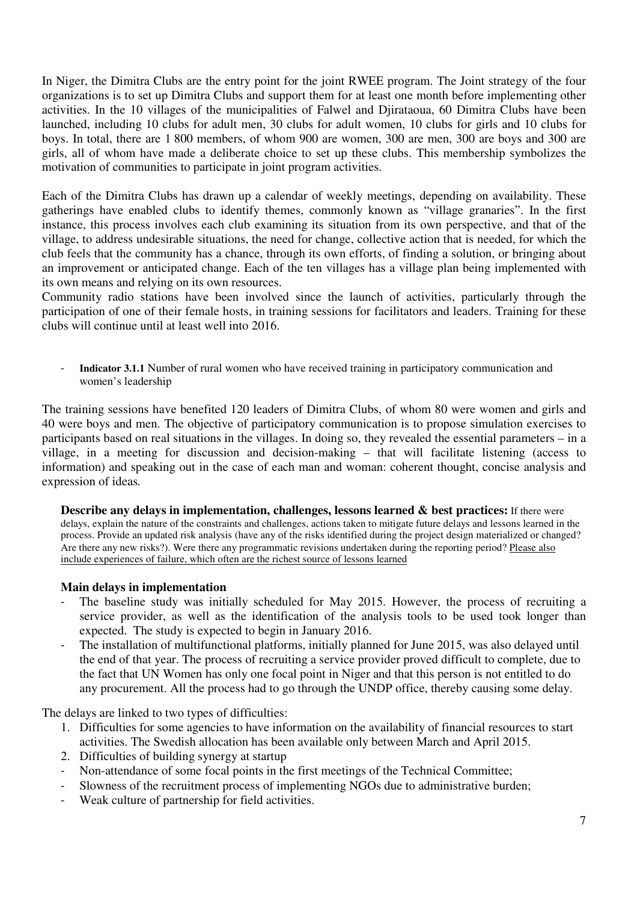In Niger, the Dimitra Clubs are the entry point for the joint RWEE program. The Joint strategy of the four organizations is to set up Dimitra Clubs and support them for at least one month before implementing other activities. In the 10 villages of the municipalities of Falwel and Djirataoua, 60 Dimitra Clubs have been launched, including 10 clubs for adult men, 30 clubs for adult women, 10 clubs for girls and 10 clubs for boys. In total, there are 1 800 members, of whom 900 are women, 300 are men, 300 are boys and 300 are girls, all of whom have made a deliberate choice to set up these clubs. This membership symbolizes the motivation of communities to participate in joint program activities.

Each of the Dimitra Clubs has drawn up a calendar of weekly meetings, depending on availability. These gatherings have enabled clubs to identify themes, commonly known as "village granaries". In the first instance, this process involves each club examining its situation from its own perspective, and that of the village, to address undesirable situations, the need for change, collective action that is needed, for which the club feels that the community has a chance, through its own efforts, of finding a solution, or bringing about an improvement or anticipated change. Each of the ten villages has a village plan being implemented with its own means and relying on its own resources.
Community radio stations have been involved since the launch of activities, particularly through the participation of one of their female hosts, in training sessions for facilitators and leaders. Training for these clubs will continue until at least well into 2016.

- **Indicator 3.1.1** Number of rural women who have received training in participatory communication and women's leadership

The training sessions have benefited 120 leaders of Dimitra Clubs, of whom 80 were women and girls and 40 were boys and men. The objective of participatory communication is to propose simulation exercises to participants based on real situations in the villages. In doing so, they revealed the essential parameters – in a village, in a meeting for discussion and decision-making – that will facilitate listening (access to information) and speaking out in the case of each man and woman: coherent thought, concise analysis and expression of ideas*.*

**Describe any delays in implementation, challenges, lessons learned & best practices:** If there were delays, explain the nature of the constraints and challenges, actions taken to mitigate future delays and lessons learned in the process. Provide an updated risk analysis (have any of the risks identified during the project design materialized or changed? Are there any new risks?). Were there any programmatic revisions undertaken during the reporting period? Please also include experiences of failure, which often are the richest source of lessons learned

**Main delays in implementation**

- The baseline study was initially scheduled for May 2015. However, the process of recruiting a service provider, as well as the identification of the analysis tools to be used took longer than expected. The study is expected to begin in January 2016.
- The installation of multifunctional platforms, initially planned for June 2015, was also delayed until the end of that year. The process of recruiting a service provider proved difficult to complete, due to the fact that UN Women has only one focal point in Niger and that this person is not entitled to do any procurement. All the process had to go through the UNDP office, thereby causing some delay.

The delays are linked to two types of difficulties:

1. Difficulties for some agencies to have information on the availability of financial resources to start activities. The Swedish allocation has been available only between March and April 2015.
2. Difficulties of building synergy at startup

- Non-attendance of some focal points in the first meetings of the Technical Committee;
- Slowness of the recruitment process of implementing NGOs due to administrative burden;
- Weak culture of partnership for field activities.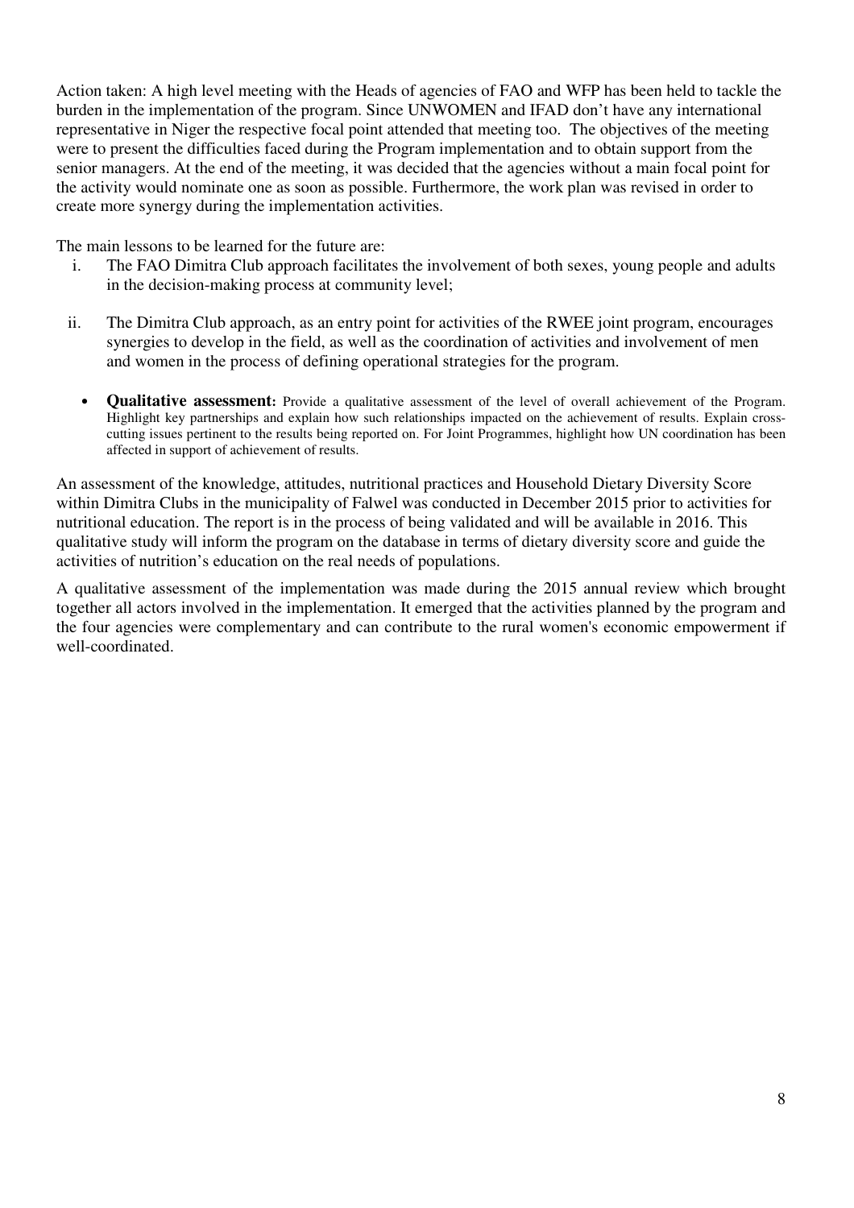Action taken: A high level meeting with the Heads of agencies of FAO and WFP has been held to tackle the burden in the implementation of the program. Since UNWOMEN and IFAD don't have any international representative in Niger the respective focal point attended that meeting too. The objectives of the meeting were to present the difficulties faced during the Program implementation and to obtain support from the senior managers. At the end of the meeting, it was decided that the agencies without a main focal point for the activity would nominate one as soon as possible. Furthermore, the work plan was revised in order to create more synergy during the implementation activities.

The main lessons to be learned for the future are:

i. The FAO Dimitra Club approach facilitates the involvement of both sexes, young people and adults in the decision-making process at community level;

ii. The Dimitra Club approach, as an entry point for activities of the RWEE joint program, encourages synergies to develop in the field, as well as the coordination of activities and involvement of men and women in the process of defining operational strategies for the program.

- **Qualitative assessment:** Provide a qualitative assessment of the level of overall achievement of the Program. Highlight key partnerships and explain how such relationships impacted on the achievement of results. Explain cross-cutting issues pertinent to the results being reported on. For Joint Programmes, highlight how UN coordination has been affected in support of achievement of results.

An assessment of the knowledge, attitudes, nutritional practices and Household Dietary Diversity Score within Dimitra Clubs in the municipality of Falwel was conducted in December 2015 prior to activities for nutritional education. The report is in the process of being validated and will be available in 2016. This qualitative study will inform the program on the database in terms of dietary diversity score and guide the activities of nutrition's education on the real needs of populations.

A qualitative assessment of the implementation was made during the 2015 annual review which brought together all actors involved in the implementation. It emerged that the activities planned by the program and the four agencies were complementary and can contribute to the rural women's economic empowerment if well-coordinated.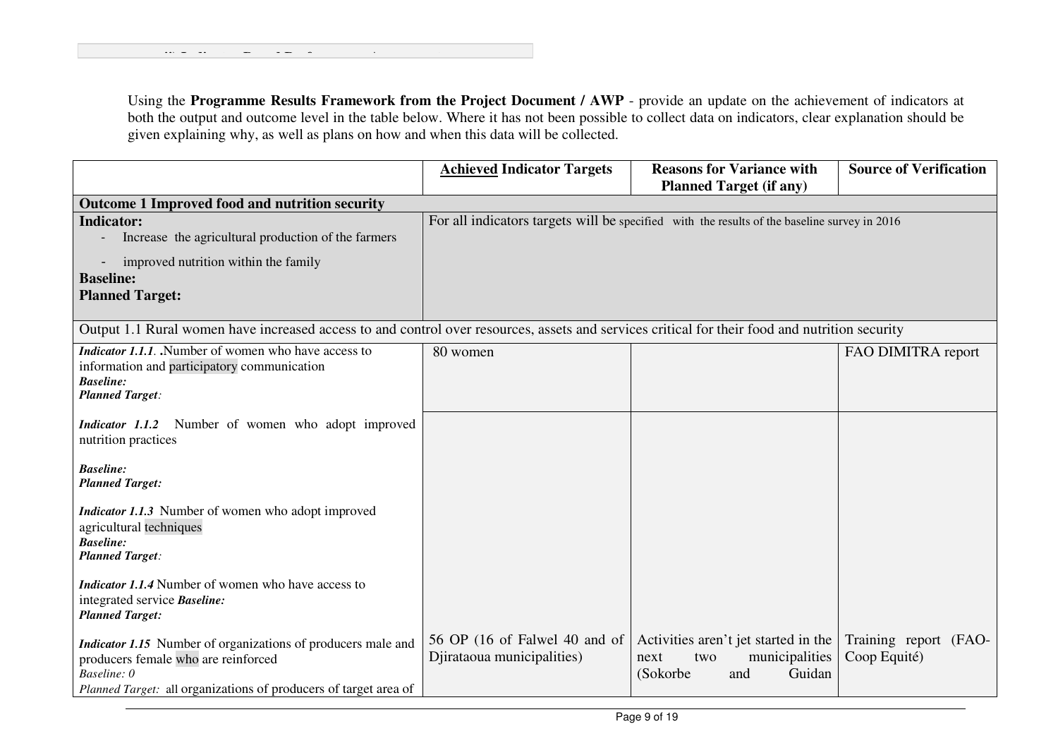Using the **Programme Results Framework from the Project Document / AWP** - provide an update on the achievement of indicators at both the output and outcome level in the table below. Where it has not been possible to collect data on indicators, clear explanation should be given explaining why, as well as plans on how and when this data will be collected.

| | **Achieved Indicator Targets** | **Reasons for Variance with Planned Target (if any)** | **Source of Verification** |
|---|---|---|---|
| **Outcome 1 Improved food and nutrition security** | | | |
| **Indicator:**<br>- Increase the agricultural production of the farmers<br>- improved nutrition within the family<br>**Baseline:**<br>**Planned Target:** | For all indicators targets will be specified with the results of the baseline survey in 2016 | | |
| Output 1.1 Rural women have increased access to and control over resources, assets and services critical for their food and nutrition security | | | |
| ***Indicator 1.1.1***. **.**Number of women who have access to information and participatory communication<br>***Baseline:***<br>***Planned Target****:* | 80 women | | FAO DIMITRA report |
| ***Indicator 1.1.2*** Number of women who adopt improved nutrition practices<br>***Baseline:***<br>***Planned Target:***<br>***Indicator 1.1.3*** Number of women who adopt improved agricultural techniques<br>***Baseline:***<br>***Planned Target****:*<br>***Indicator 1.1.4*** Number of women who have access to integrated service ***Baseline:***<br>***Planned Target:***<br>***Indicator 1.15*** Number of organizations of producers male and producers female who are reinforced<br>*Baseline: 0*<br>*Planned Target:* all organizations of producers of target area of | 56 OP (16 of Falwel 40 and of Djirataoua municipalities) | Activities aren't jet started in the next two municipalities (Sokorbe and Guidan | Training report (FAO-Coop Equité) |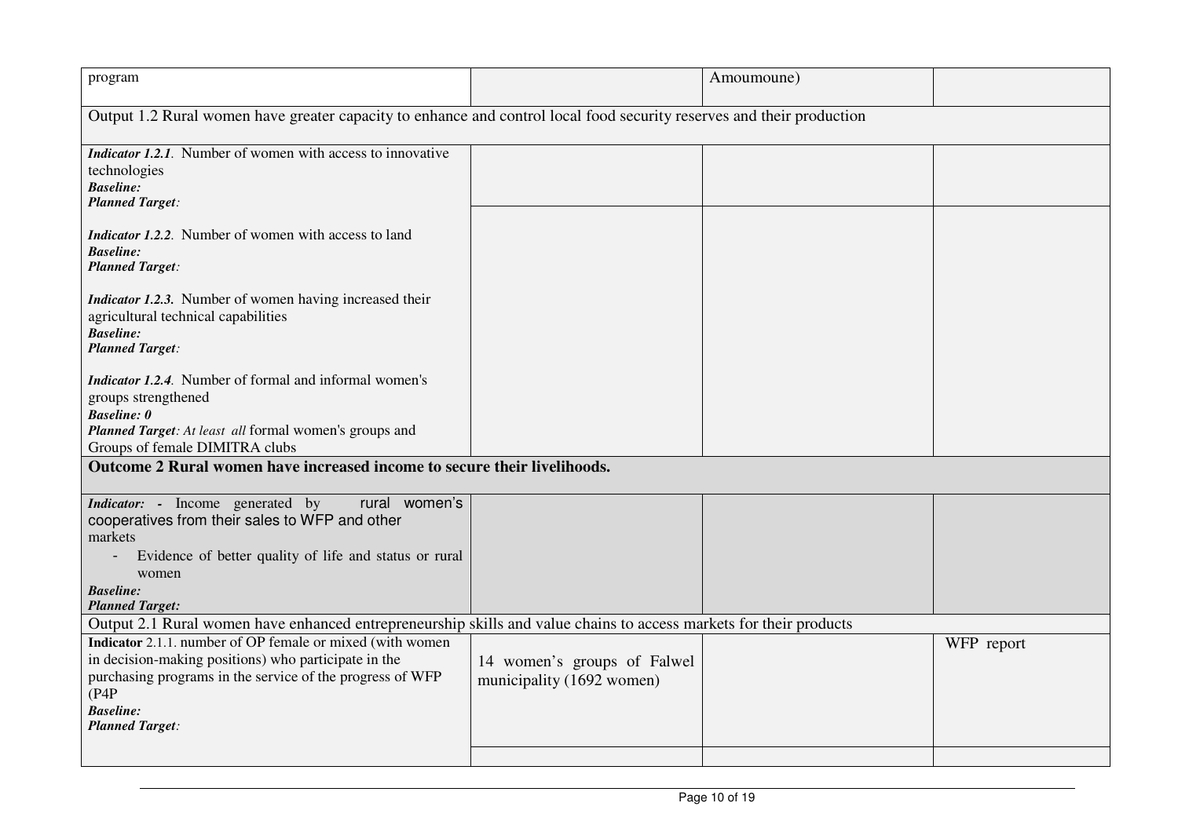| | | | |
|---|---|---|---|
| program | | Amoumoune) | |
| Output 1.2 Rural women have greater capacity to enhance and control local food security reserves and their production | | | |
| ***Indicator 1.2.1**.* Number of women with access to innovative technologies<br>***Baseline:***<br>***Planned Target**:* | | | |
| ***Indicator 1.2.2**.* Number of women with access to land<br>***Baseline:***<br>***Planned Target**:*<br><br>***Indicator 1.2.3.*** Number of women having increased their agricultural technical capabilities<br>***Baseline:***<br>***Planned Target**:*<br><br>***Indicator 1.2.4**.* Number of formal and informal women's groups strengthened<br>***Baseline: 0***<br>***Planned Target**: At least all* formal women's groups and Groups of female DIMITRA clubs | | | |
| **Outcome 2 Rural women have increased income to secure their livelihoods.** | | | |
| ***Indicator:*** **-** Income generated by rural women's cooperatives from their sales to WFP and other markets<br>- Evidence of better quality of life and status or rural women<br>***Baseline:***<br>***Planned Target:*** | | | |
| Output 2.1 Rural women have enhanced entrepreneurship skills and value chains to access markets for their products | | | |
| **Indicator** 2.1.1. number of OP female or mixed (with women in decision-making positions) who participate in the purchasing programs in the service of the progress of WFP (P4P<br>***Baseline:***<br>***Planned Target**:* | 14 women's groups of Falwel municipality (1692 women) | | WFP report |
| | | | |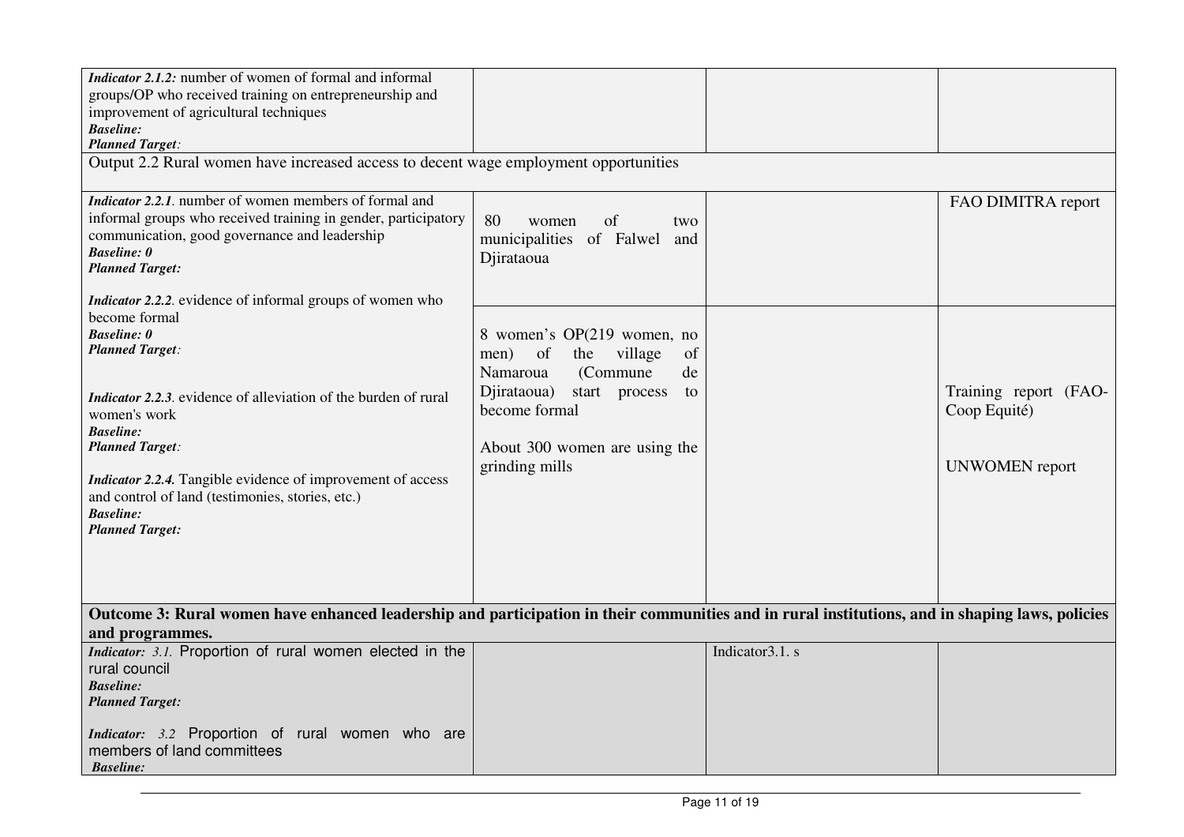| | | | |
|---|---|---|---|
| ***Indicator 2.1.2:*** number of women of formal and informal groups/OP who received training on entrepreneurship and improvement of agricultural techniques<br>***Baseline:***<br>***Planned Target:*** | | | |
| Output 2.2 Rural women have increased access to decent wage employment opportunities | | | |
| ***Indicator 2.2.1***. number of women members of formal and informal groups who received training in gender, participatory communication, good governance and leadership<br>***Baseline: 0***<br>***Planned Target:*** | 80 women of two municipalities of Falwel and Djirataoua | | FAO DIMITRA report |
| ***Indicator 2.2.2***. evidence of informal groups of women who become formal<br>***Baseline: 0***<br>***Planned Target:***<br><br>***Indicator 2.2.3***. evidence of alleviation of the burden of rural women's work<br>***Baseline:***<br>***Planned Target:***<br><br>***Indicator 2.2.4.*** Tangible evidence of improvement of access and control of land (testimonies, stories, etc.)<br>***Baseline:***<br>***Planned Target:*** | 8 women's OP(219 women, no men) of the village of Namaroua (Commune de Djirataoua) start process to become formal<br><br>About 300 women are using the grinding mills | | Training report (FAO-Coop Equité)<br><br>UNWOMEN report |
| **Outcome 3: Rural women have enhanced leadership and participation in their communities and in rural institutions, and in shaping laws, policies and programmes.** | | | |
| ***Indicator: 3.1.*** Proportion of rural women elected in the rural council<br>***Baseline:***<br>***Planned Target:***<br><br>***Indicator: 3.2*** Proportion of rural women who are members of land committees<br>***Baseline:*** | | Indicator3.1. s | |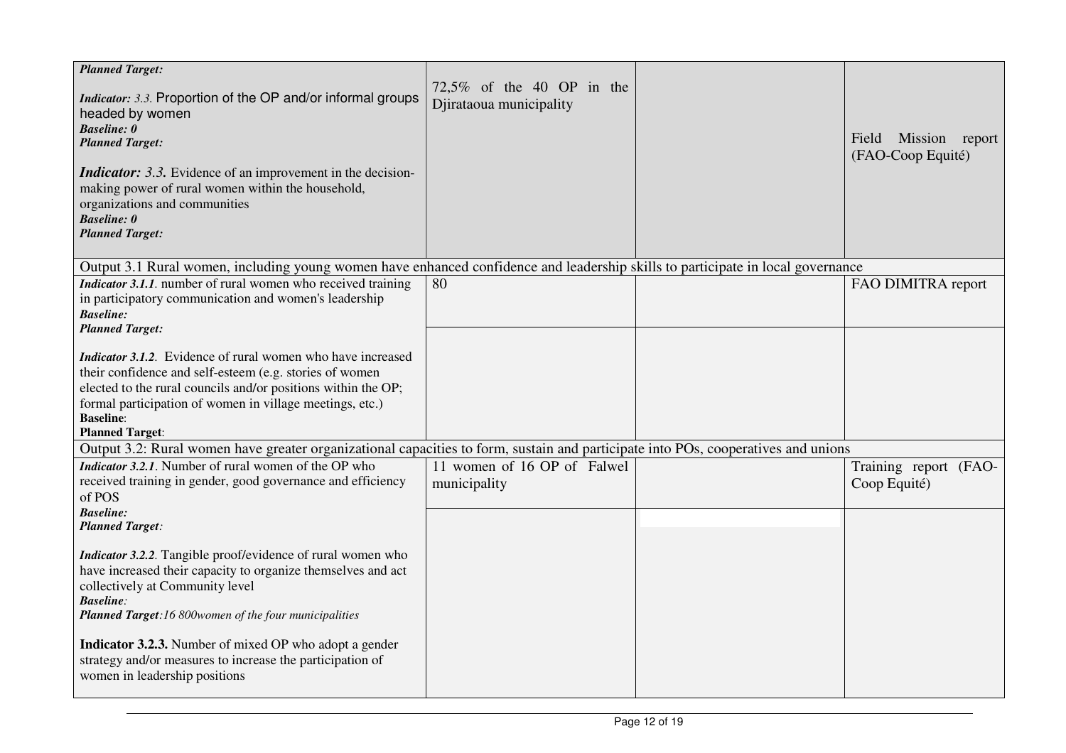| | | | |
|---|---|---|---|
| ***Planned Target:*** <br><br> ***Indicator:*** *3.3.* Proportion of the OP and/or informal groups headed by women <br> ***Baseline: 0*** <br> ***Planned Target:*** <br><br> ***Indicator:*** *3.3.* Evidence of an improvement in the decision-making power of rural women within the household, organizations and communities <br> ***Baseline: 0*** <br> ***Planned Target:*** | 72,5% of the 40 OP in the Djirataoua municipality | | Field Mission report (FAO-Coop Equité) |
| Output 3.1 Rural women, including young women have enhanced confidence and leadership skills to participate in local governance | | | |
| ***Indicator 3.1.1****.* number of rural women who received training in participatory communication and women's leadership <br> ***Baseline:*** <br> ***Planned Target:*** <br><br> ***Indicator 3.1.2****.* Evidence of rural women who have increased their confidence and self-esteem (e.g. stories of women elected to the rural councils and/or positions within the OP; formal participation of women in village meetings, etc.) <br> **Baseline**: <br> **Planned Target**: | 80 | | FAO DIMITRA report |
| | | | |
| Output 3.2: Rural women have greater organizational capacities to form, sustain and participate into POs, cooperatives and unions | | | |
| ***Indicator 3.2.1****.* Number of rural women of the OP who received training in gender, good governance and efficiency of POS <br> ***Baseline:*** <br> ***Planned Target****:* <br><br> ***Indicator 3.2.2****.* Tangible proof/evidence of rural women who have increased their capacity to organize themselves and act collectively at Community level <br> ***Baseline****:* <br> ***Planned Target****:16 800women of the four municipalities* <br><br> **Indicator 3.2.3.** Number of mixed OP who adopt a gender strategy and/or measures to increase the participation of women in leadership positions | 11 women of 16 OP of Falwel municipality | | Training report (FAO-Coop Equité) |
| | | | |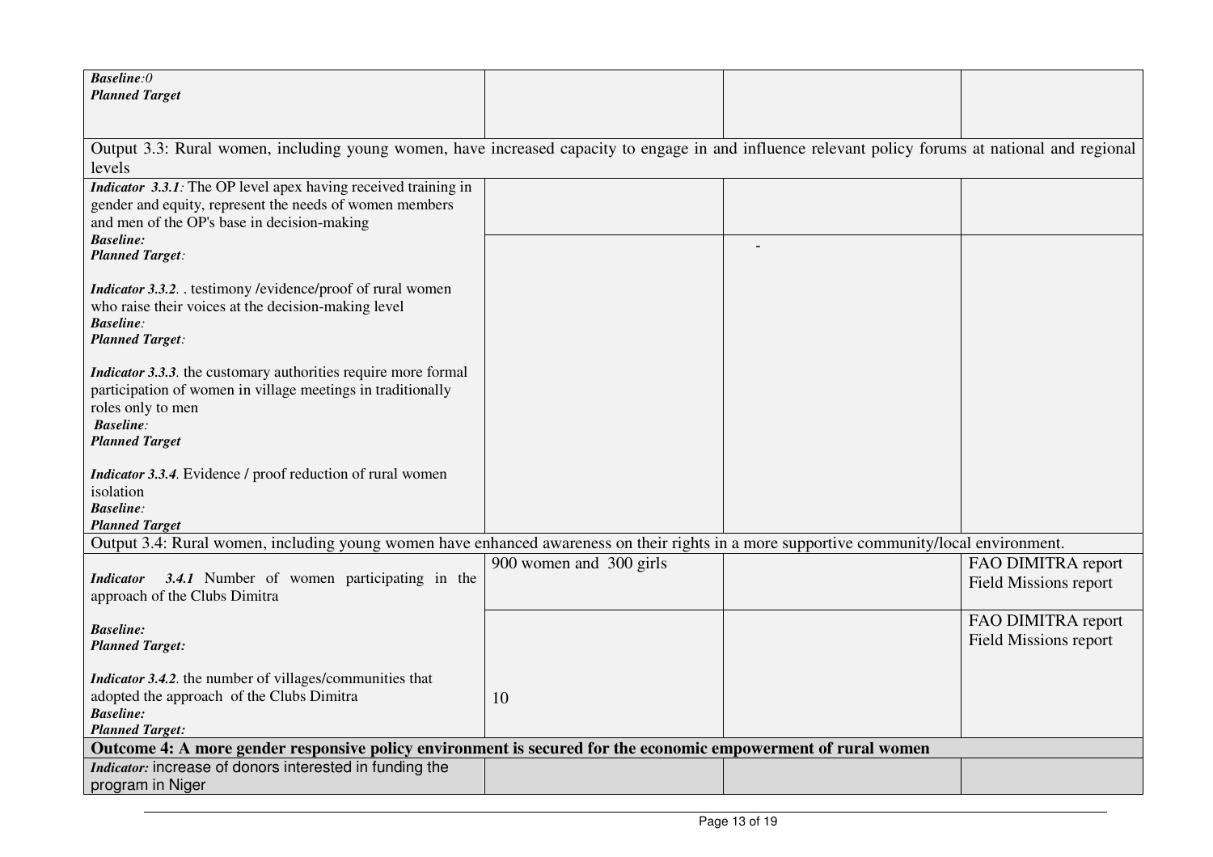| | | | |
|---|---|---|---|
| ***Baseline**:0*<br>***Planned Target*** | | | |
| Output 3.3: Rural women, including young women, have increased capacity to engage in and influence relevant policy forums at national and regional levels | | | |
| ***Indicator 3.3.1**:* The OP level apex having received training in gender and equity, represent the needs of women members and men of the OP's base in decision-making<br>***Baseline:***<br>***Planned Target**:*<br><br>***Indicator 3.3.2**.* . testimony /evidence/proof of rural women who raise their voices at the decision-making level<br>***Baseline**:*<br>***Planned Target**:*<br><br>***Indicator 3.3.3**.* the customary authorities require more formal participation of women in village meetings in traditionally roles only to men<br>***Baseline**:*<br>***Planned Target***<br><br>***Indicator 3.3.4**.* Evidence / proof reduction of rural women isolation<br>***Baseline**:*<br>***Planned Target*** | | - | |
| Output 3.4: Rural women, including young women have enhanced awareness on their rights in a more supportive community/local environment. | | | |
| ***Indicator 3.4.1*** Number of women participating in the approach of the Clubs Dimitra<br><br>***Baseline:***<br>***Planned Target:***<br><br>***Indicator 3.4.2**.* the number of villages/communities that adopted the approach of the Clubs Dimitra<br>***Baseline:***<br>***Planned Target:*** | 900 women and 300 girls<br><br>10 | | FAO DIMITRA report<br>Field Missions report<br><br>FAO DIMITRA report<br>Field Missions report |
| **Outcome 4: A more gender responsive policy environment is secured for the economic empowerment of rural women** | | | |
| ***Indicator:*** increase of donors interested in funding the program in Niger | | | |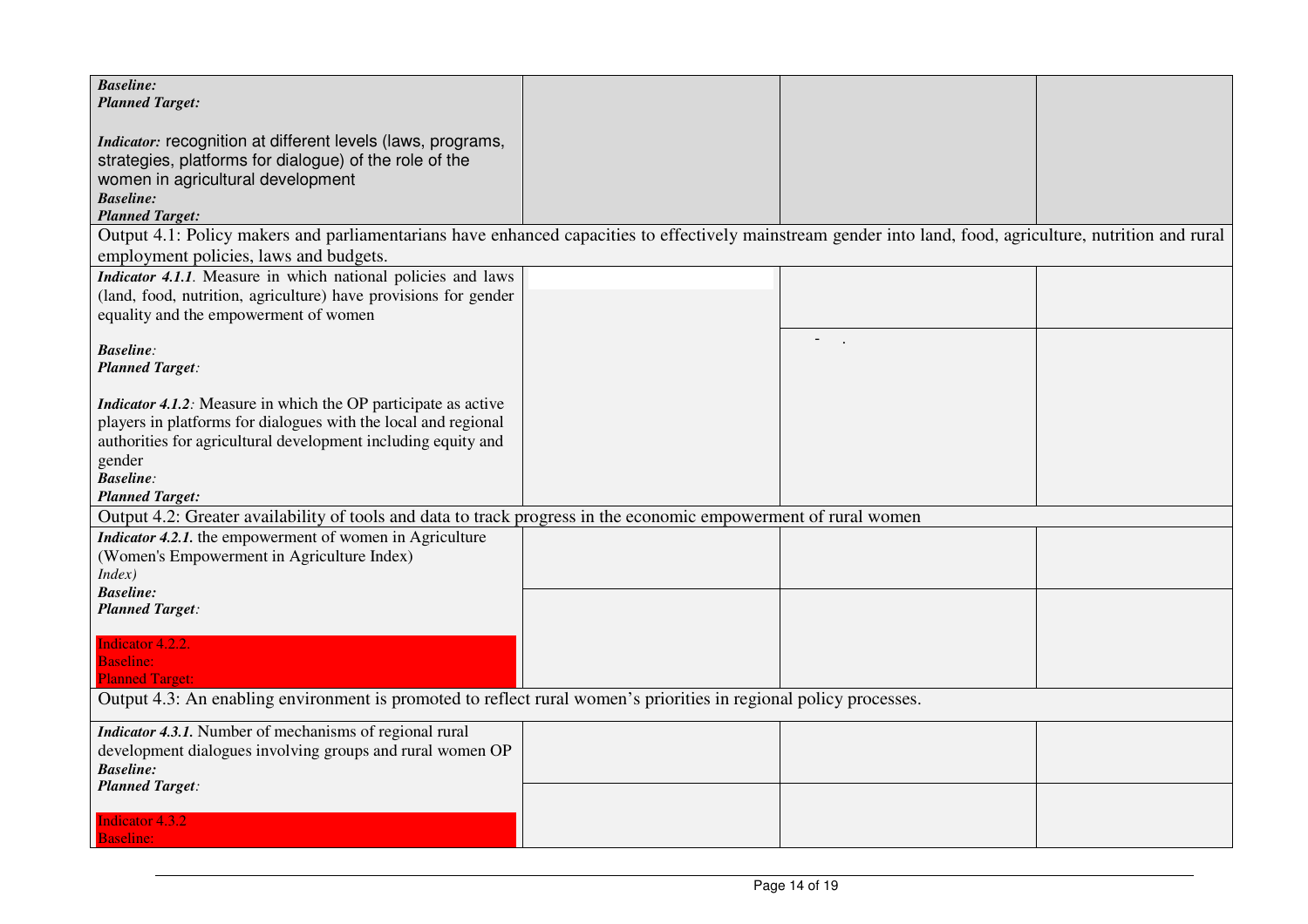| | | | |
|---|---|---|---|
| ***Baseline:***<br>***Planned Target:***<br><br>***Indicator:*** recognition at different levels (laws, programs, strategies, platforms for dialogue) of the role of the women in agricultural development<br>***Baseline:***<br>***Planned Target:*** | | | |
| Output 4.1: Policy makers and parliamentarians have enhanced capacities to effectively mainstream gender into land, food, agriculture, nutrition and rural employment policies, laws and budgets. | | | |
| ***Indicator 4.1.1****.* Measure in which national policies and laws (land, food, nutrition, agriculture) have provisions for gender equality and the empowerment of women<br><br>***Baseline****:*<br>***Planned Target****:*<br><br>***Indicator 4.1.2****:* Measure in which the OP participate as active players in platforms for dialogues with the local and regional authorities for agricultural development including equity and gender<br>***Baseline****:*<br>***Planned Target:*** | | - . | |
| Output 4.2: Greater availability of tools and data to track progress in the economic empowerment of rural women | | | |
| ***Indicator 4.2.1.*** the empowerment of women in Agriculture (Women's Empowerment in Agriculture Index)<br>*Index)*<br>***Baseline:***<br>***Planned Target****:*<br><br>Indicator 4.2.2.<br>Baseline:<br>Planned Target: | | | |
| Output 4.3: An enabling environment is promoted to reflect rural women's priorities in regional policy processes. | | | |
| ***Indicator 4.3.1.*** Number of mechanisms of regional rural development dialogues involving groups and rural women OP<br>***Baseline:***<br>***Planned Target****:*<br><br>Indicator 4.3.2<br>Baseline: | | | |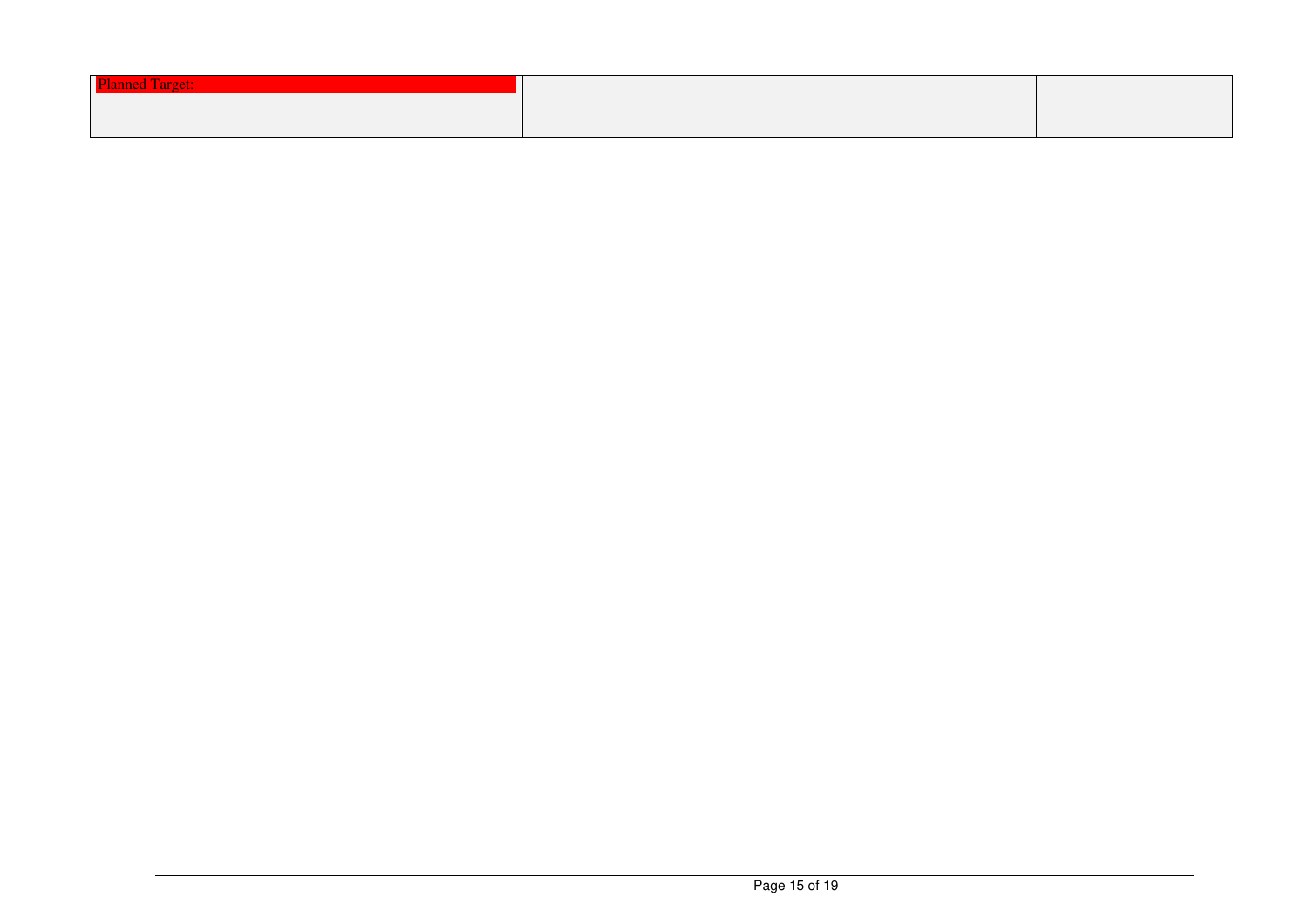| | | | |
|---|---|---|---|
| Planned Target: | | | |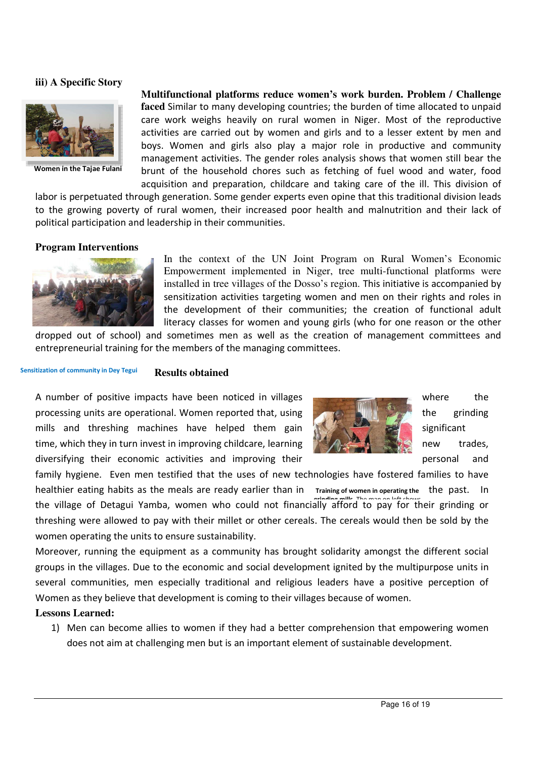### iii) A Specific Story

Women in the Tajae Fulani

**Multifunctional platforms reduce women's work burden. Problem / Challenge faced** Similar to many developing countries; the burden of time allocated to unpaid care work weighs heavily on rural women in Niger. Most of the reproductive activities are carried out by women and girls and to a lesser extent by men and boys. Women and girls also play a major role in productive and community management activities. The gender roles analysis shows that women still bear the brunt of the household chores such as fetching of fuel wood and water, food acquisition and preparation, childcare and taking care of the ill. This division of labor is perpetuated through generation. Some gender experts even opine that this traditional division leads to the growing poverty of rural women, their increased poor health and malnutrition and their lack of political participation and leadership in their communities.

#### Program Interventions

In the context of the UN Joint Program on Rural Women's Economic Empowerment implemented in Niger, tree multi-functional platforms were installed in tree villages of the Dosso's region. This initiative is accompanied by sensitization activities targeting women and men on their rights and roles in the development of their communities; the creation of functional adult literacy classes for women and young girls (who for one reason or the other dropped out of school) and sometimes men as well as the creation of management committees and entrepreneurial training for the members of the managing committees.

Sensitization of community in Dey Tegui

#### Results obtained

A number of positive impacts have been noticed in villages where the processing units are operational. Women reported that, using the grinding mills and threshing machines have helped them gain significant time, which they in turn invest in improving childcare, learning new trades, diversifying their economic activities and improving their personal and family hygiene. Even men testified that the uses of new technologies have fostered families to have healthier eating habits as the meals are ready earlier than in the past. In the village of Detagui Yamba, women who could not financially afford to pay for their grinding or threshing were allowed to pay with their millet or other cereals. The cereals would then be sold by the women operating the units to ensure sustainability.

Training of women in operating the grinding mills. The man on left shows

Moreover, running the equipment as a community has brought solidarity amongst the different social groups in the villages. Due to the economic and social development ignited by the multipurpose units in several communities, men especially traditional and religious leaders have a positive perception of Women as they believe that development is coming to their villages because of women.

#### Lessons Learned:

1) Men can become allies to women if they had a better comprehension that empowering women does not aim at challenging men but is an important element of sustainable development.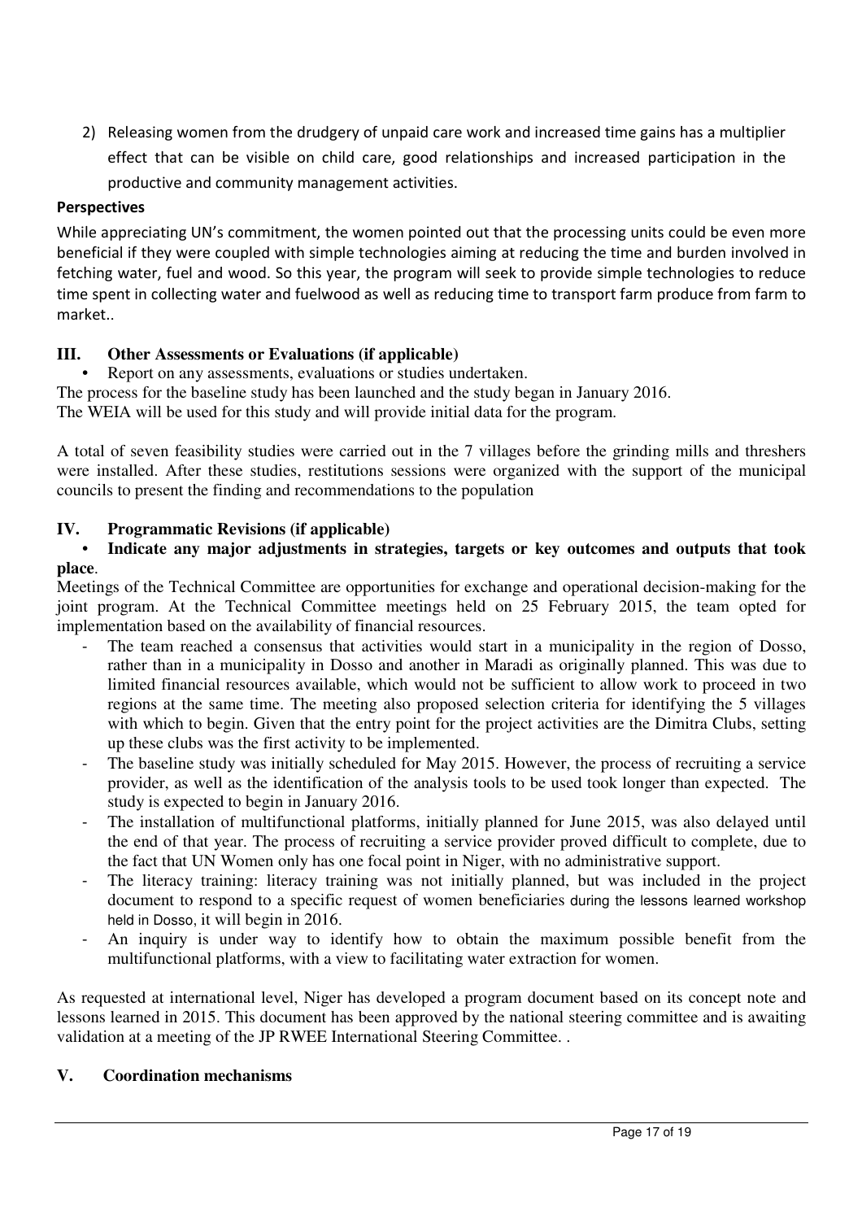2) Releasing women from the drudgery of unpaid care work and increased time gains has a multiplier effect that can be visible on child care, good relationships and increased participation in the productive and community management activities.

**Perspectives**

While appreciating UN's commitment, the women pointed out that the processing units could be even more beneficial if they were coupled with simple technologies aiming at reducing the time and burden involved in fetching water, fuel and wood. So this year, the program will seek to provide simple technologies to reduce time spent in collecting water and fuelwood as well as reducing time to transport farm produce from farm to market..

## III. Other Assessments or Evaluations (if applicable)

- Report on any assessments, evaluations or studies undertaken.

The process for the baseline study has been launched and the study began in January 2016.
The WEIA will be used for this study and will provide initial data for the program.

A total of seven feasibility studies were carried out in the 7 villages before the grinding mills and threshers were installed. After these studies, restitutions sessions were organized with the support of the municipal councils to present the finding and recommendations to the population

## IV. Programmatic Revisions (if applicable)

- **Indicate any major adjustments in strategies, targets or key outcomes and outputs that took place**.

Meetings of the Technical Committee are opportunities for exchange and operational decision-making for the joint program. At the Technical Committee meetings held on 25 February 2015, the team opted for implementation based on the availability of financial resources.

- The team reached a consensus that activities would start in a municipality in the region of Dosso, rather than in a municipality in Dosso and another in Maradi as originally planned. This was due to limited financial resources available, which would not be sufficient to allow work to proceed in two regions at the same time. The meeting also proposed selection criteria for identifying the 5 villages with which to begin. Given that the entry point for the project activities are the Dimitra Clubs, setting up these clubs was the first activity to be implemented.
- The baseline study was initially scheduled for May 2015. However, the process of recruiting a service provider, as well as the identification of the analysis tools to be used took longer than expected. The study is expected to begin in January 2016.
- The installation of multifunctional platforms, initially planned for June 2015, was also delayed until the end of that year. The process of recruiting a service provider proved difficult to complete, due to the fact that UN Women only has one focal point in Niger, with no administrative support.
- The literacy training: literacy training was not initially planned, but was included in the project document to respond to a specific request of women beneficiaries during the lessons learned workshop held in Dosso, it will begin in 2016.
- An inquiry is under way to identify how to obtain the maximum possible benefit from the multifunctional platforms, with a view to facilitating water extraction for women.

As requested at international level, Niger has developed a program document based on its concept note and lessons learned in 2015. This document has been approved by the national steering committee and is awaiting validation at a meeting of the JP RWEE International Steering Committee. .

## V. Coordination mechanisms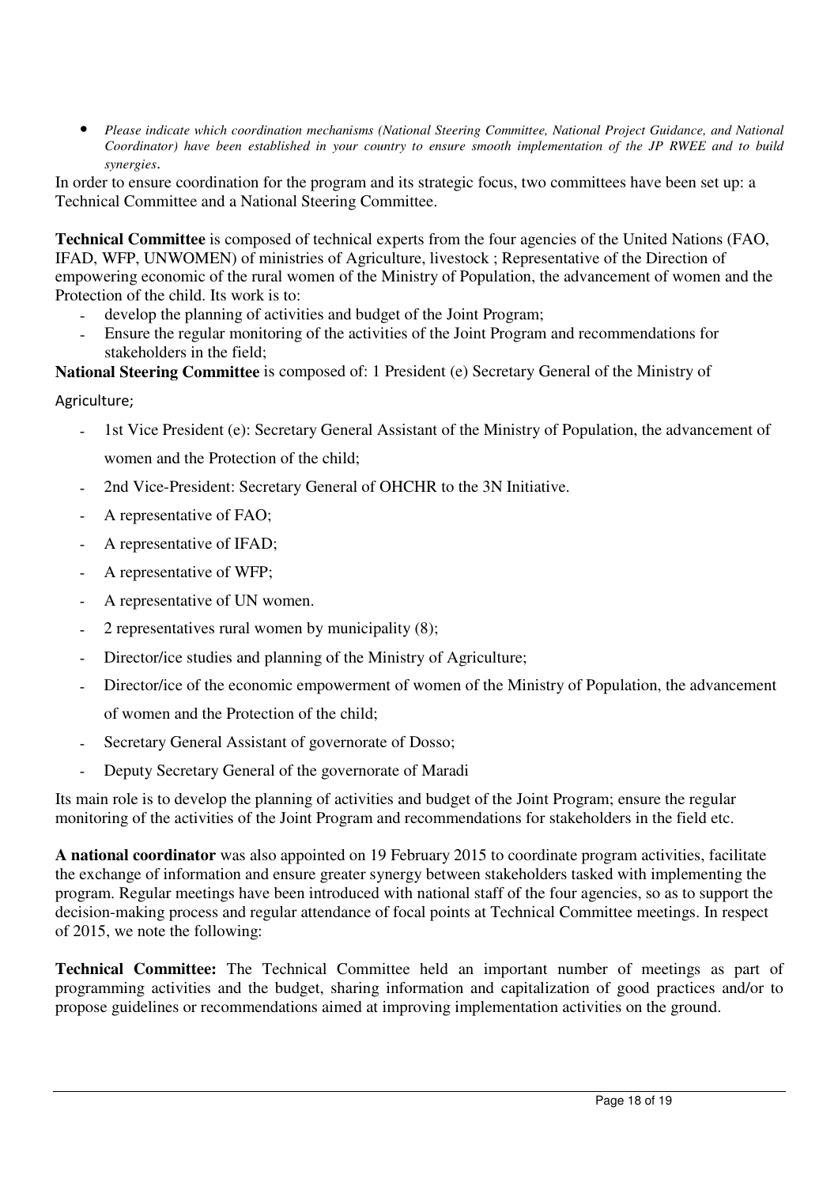- *Please indicate which coordination mechanisms (National Steering Committee, National Project Guidance, and National Coordinator) have been established in your country to ensure smooth implementation of the JP RWEE and to build synergies*.

In order to ensure coordination for the program and its strategic focus, two committees have been set up: a Technical Committee and a National Steering Committee.

**Technical Committee** is composed of technical experts from the four agencies of the United Nations (FAO, IFAD, WFP, UNWOMEN) of ministries of Agriculture, livestock ; Representative of the Direction of empowering economic of the rural women of the Ministry of Population, the advancement of women and the Protection of the child. Its work is to:

- develop the planning of activities and budget of the Joint Program;
- Ensure the regular monitoring of the activities of the Joint Program and recommendations for stakeholders in the field;

**National Steering Committee** is composed of: 1 President (e) Secretary General of the Ministry of Agriculture;

- 1st Vice President (e): Secretary General Assistant of the Ministry of Population, the advancement of women and the Protection of the child;
- 2nd Vice-President: Secretary General of OHCHR to the 3N Initiative.
- A representative of FAO;
- A representative of IFAD;
- A representative of WFP;
- A representative of UN women.
- 2 representatives rural women by municipality (8);
- Director/ice studies and planning of the Ministry of Agriculture;
- Director/ice of the economic empowerment of women of the Ministry of Population, the advancement of women and the Protection of the child;
- Secretary General Assistant of governorate of Dosso;
- Deputy Secretary General of the governorate of Maradi

Its main role is to develop the planning of activities and budget of the Joint Program; ensure the regular monitoring of the activities of the Joint Program and recommendations for stakeholders in the field etc.

**A national coordinator** was also appointed on 19 February 2015 to coordinate program activities, facilitate the exchange of information and ensure greater synergy between stakeholders tasked with implementing the program. Regular meetings have been introduced with national staff of the four agencies, so as to support the decision-making process and regular attendance of focal points at Technical Committee meetings. In respect of 2015, we note the following:

**Technical Committee:** The Technical Committee held an important number of meetings as part of programming activities and the budget, sharing information and capitalization of good practices and/or to propose guidelines or recommendations aimed at improving implementation activities on the ground.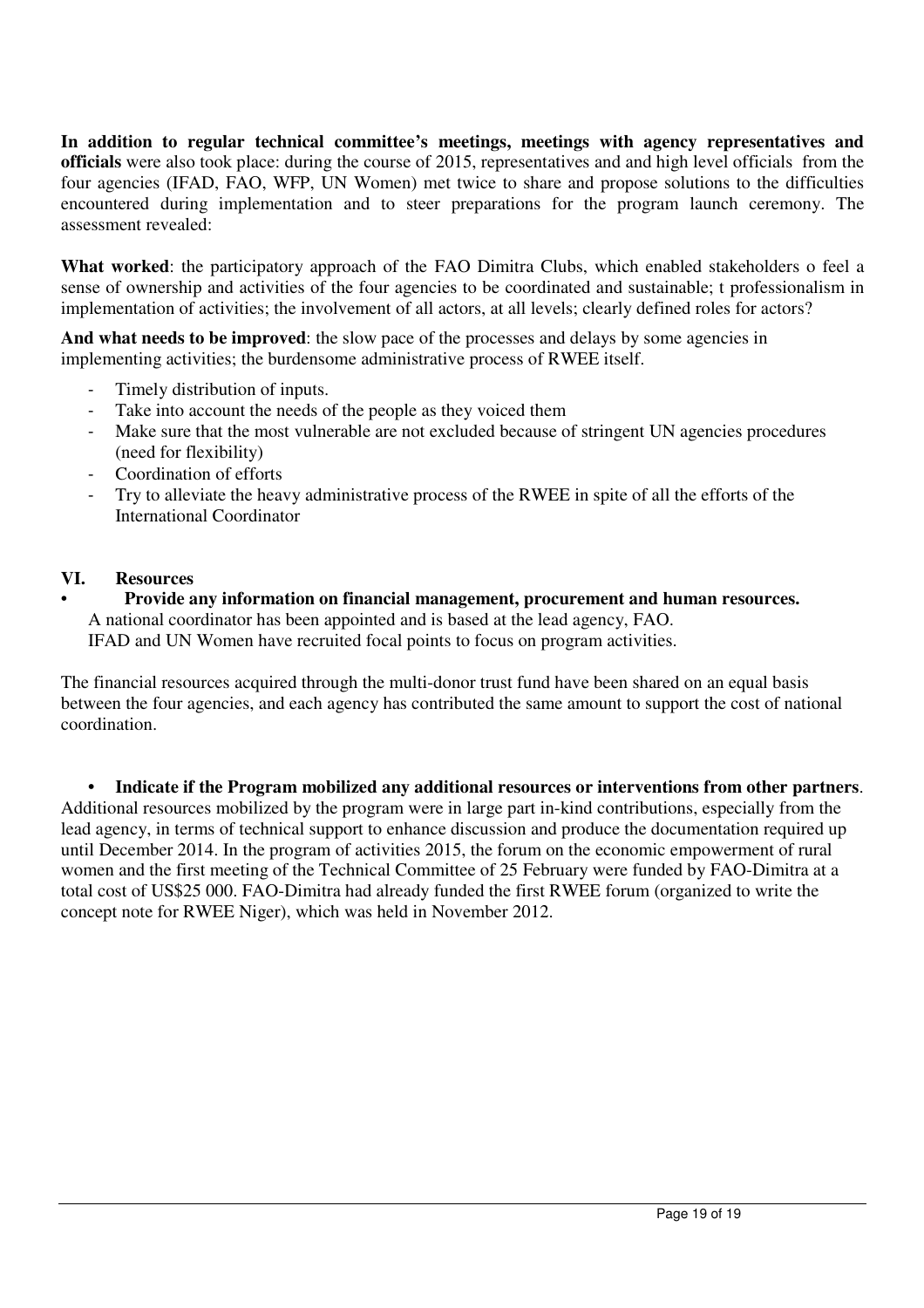**In addition to regular technical committee's meetings, meetings with agency representatives and officials** were also took place: during the course of 2015, representatives and and high level officials from the four agencies (IFAD, FAO, WFP, UN Women) met twice to share and propose solutions to the difficulties encountered during implementation and to steer preparations for the program launch ceremony. The assessment revealed:

**What worked**: the participatory approach of the FAO Dimitra Clubs, which enabled stakeholders o feel a sense of ownership and activities of the four agencies to be coordinated and sustainable; t professionalism in implementation of activities; the involvement of all actors, at all levels; clearly defined roles for actors?

**And what needs to be improved**: the slow pace of the processes and delays by some agencies in implementing activities; the burdensome administrative process of RWEE itself.

- Timely distribution of inputs.
- Take into account the needs of the people as they voiced them
- Make sure that the most vulnerable are not excluded because of stringent UN agencies procedures (need for flexibility)
- Coordination of efforts
- Try to alleviate the heavy administrative process of the RWEE in spite of all the efforts of the International Coordinator

## VI. Resources

- **Provide any information on financial management, procurement and human resources.**

  A national coordinator has been appointed and is based at the lead agency, FAO.
  IFAD and UN Women have recruited focal points to focus on program activities.

The financial resources acquired through the multi-donor trust fund have been shared on an equal basis between the four agencies, and each agency has contributed the same amount to support the cost of national coordination.

- **Indicate if the Program mobilized any additional resources or interventions from other partners**.

Additional resources mobilized by the program were in large part in-kind contributions, especially from the lead agency, in terms of technical support to enhance discussion and produce the documentation required up until December 2014. In the program of activities 2015, the forum on the economic empowerment of rural women and the first meeting of the Technical Committee of 25 February were funded by FAO-Dimitra at a total cost of US$25 000. FAO-Dimitra had already funded the first RWEE forum (organized to write the concept note for RWEE Niger), which was held in November 2012.